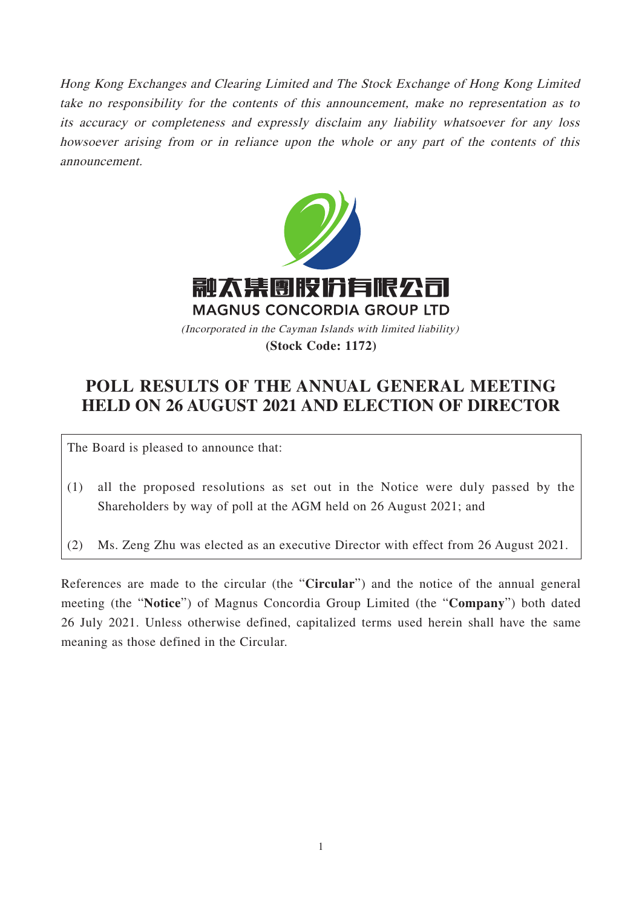*Hong Kong Exchanges and Clearing Limited and The Stock Exchange of Hong Kong Limited take no responsibility for the contents of this announcement, make no representation as to its accuracy or completeness and expressly disclaim any liability whatsoever for any loss howsoever arising from or in reliance upon the whole or any part of the contents of this announcement.*

融太集團股份有限公司

MAGNUS CONCORDIA GROUP LTD

*(Incorporated in the Cayman Islands with limited liability)*

**(Stock Code: 1172)**

# POLL RESULTS OF THE ANNUAL GENERAL MEETING HELD ON 26 AUGUST 2021 AND ELECTION OF DIRECTOR

The Board is pleased to announce that:

(1) all the proposed resolutions as set out in the Notice were duly passed by the Shareholders by way of poll at the AGM held on 26 August 2021; and

(2) Ms. Zeng Zhu was elected as an executive Director with effect from 26 August 2021.

References are made to the circular (the "**Circular**") and the notice of the annual general meeting (the "**Notice**") of Magnus Concordia Group Limited (the "**Company**") both dated 26 July 2021. Unless otherwise defined, capitalized terms used herein shall have the same meaning as those defined in the Circular.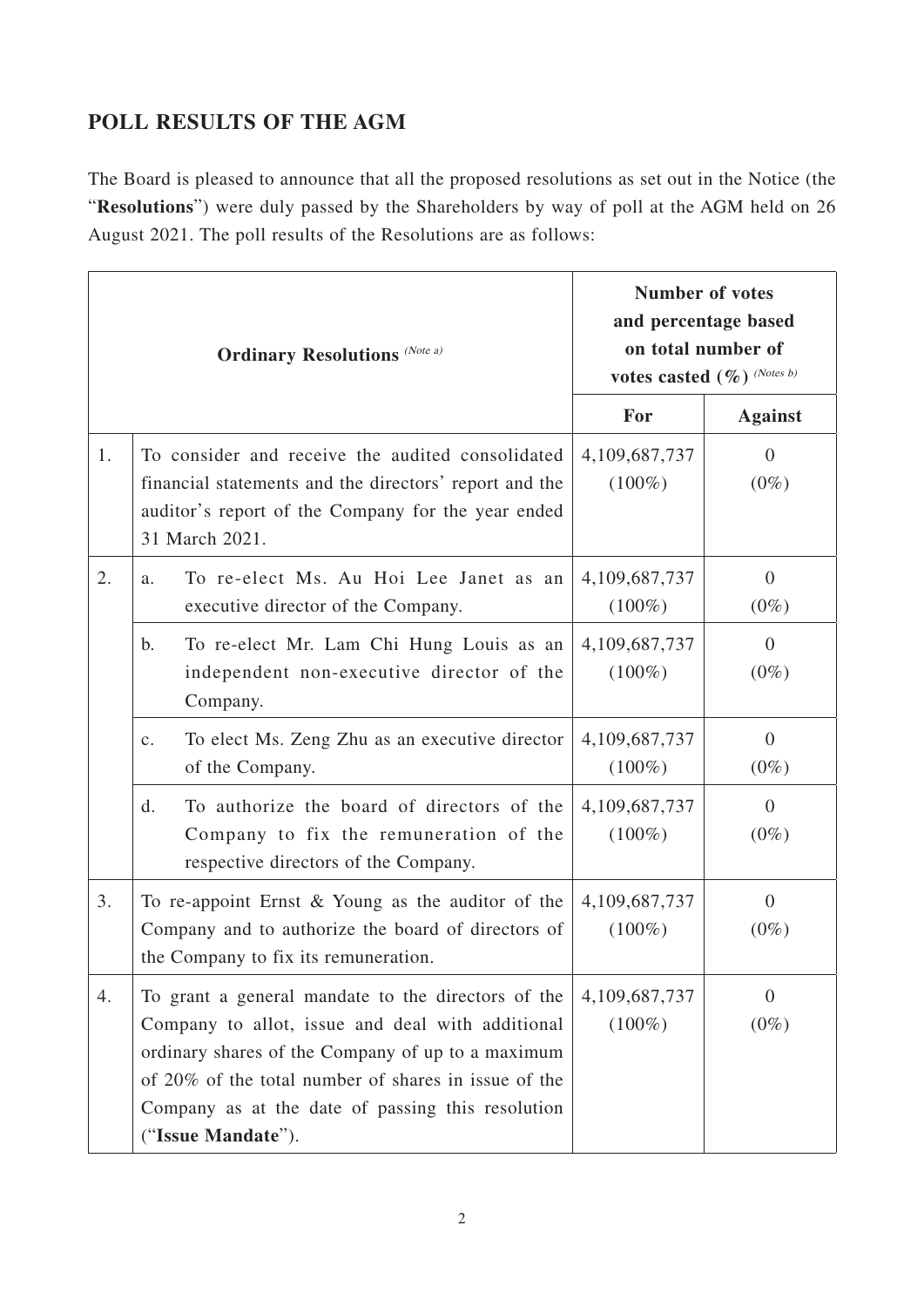## POLL RESULTS OF THE AGM

The Board is pleased to announce that all the proposed resolutions as set out in the Notice (the "**Resolutions**") were duly passed by the Shareholders by way of poll at the AGM held on 26 August 2021. The poll results of the Resolutions are as follows:

| | **Ordinary Resolutions** *(Note a)* | | **Number of votes and percentage based on total number of votes casted (%)** *(Notes b)* | |
|---|---|---|---|---|
| | | | **For** | **Against** |
| 1. | To consider and receive the audited consolidated financial statements and the directors' report and the auditor's report of the Company for the year ended 31 March 2021. | | 4,109,687,737 (100%) | 0 (0%) |
| 2. | a. | To re-elect Ms. Au Hoi Lee Janet as an executive director of the Company. | 4,109,687,737 (100%) | 0 (0%) |
| | b. | To re-elect Mr. Lam Chi Hung Louis as an independent non-executive director of the Company. | 4,109,687,737 (100%) | 0 (0%) |
| | c. | To elect Ms. Zeng Zhu as an executive director of the Company. | 4,109,687,737 (100%) | 0 (0%) |
| | d. | To authorize the board of directors of the Company to fix the remuneration of the respective directors of the Company. | 4,109,687,737 (100%) | 0 (0%) |
| 3. | To re-appoint Ernst & Young as the auditor of the Company and to authorize the board of directors of the Company to fix its remuneration. | | 4,109,687,737 (100%) | 0 (0%) |
| 4. | To grant a general mandate to the directors of the Company to allot, issue and deal with additional ordinary shares of the Company of up to a maximum of 20% of the total number of shares in issue of the Company as at the date of passing this resolution ("**Issue Mandate**"). | | 4,109,687,737 (100%) | 0 (0%) |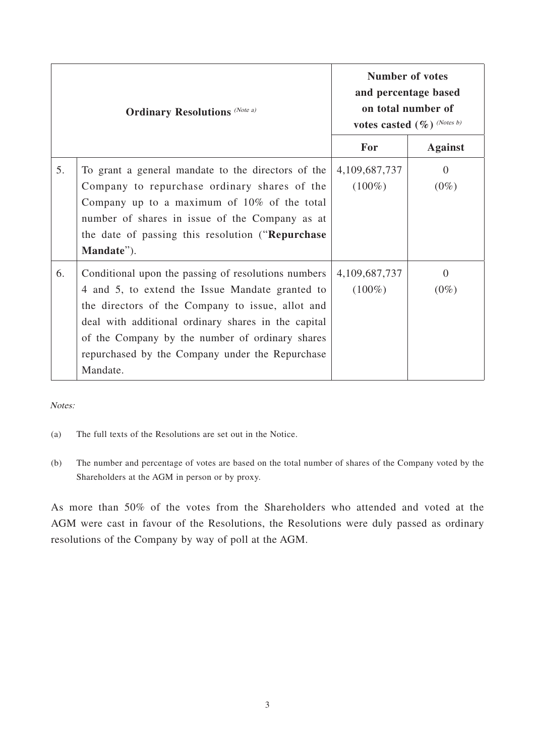| Ordinary Resolutions (Note a) | | Number of votes and percentage based on total number of votes casted (%) (Notes b) | |
|---|---|---|---|
| | | For | Against |
| 5. | To grant a general mandate to the directors of the Company to repurchase ordinary shares of the Company up to a maximum of 10% of the total number of shares in issue of the Company as at the date of passing this resolution ("**Repurchase Mandate**"). | 4,109,687,737 (100%) | 0 (0%) |
| 6. | Conditional upon the passing of resolutions numbers 4 and 5, to extend the Issue Mandate granted to the directors of the Company to issue, allot and deal with additional ordinary shares in the capital of the Company by the number of ordinary shares repurchased by the Company under the Repurchase Mandate. | 4,109,687,737 (100%) | 0 (0%) |

*Notes:*

(a) The full texts of the Resolutions are set out in the Notice.

(b) The number and percentage of votes are based on the total number of shares of the Company voted by the Shareholders at the AGM in person or by proxy.

As more than 50% of the votes from the Shareholders who attended and voted at the AGM were cast in favour of the Resolutions, the Resolutions were duly passed as ordinary resolutions of the Company by way of poll at the AGM.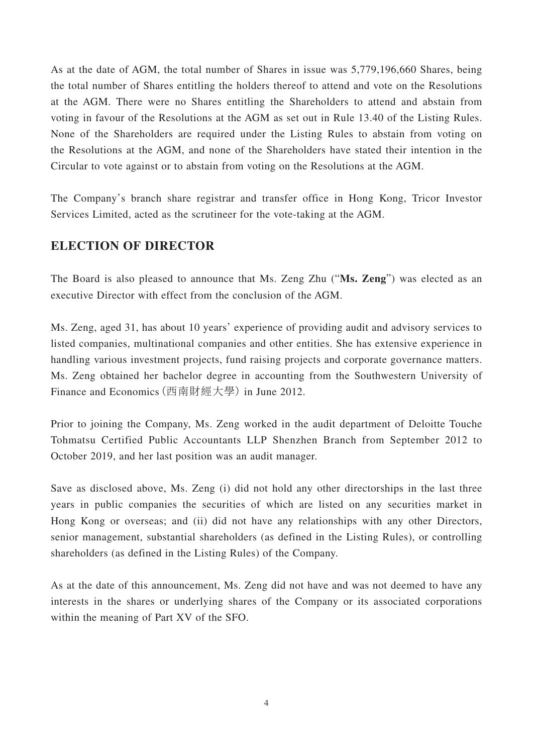As at the date of AGM, the total number of Shares in issue was 5,779,196,660 Shares, being the total number of Shares entitling the holders thereof to attend and vote on the Resolutions at the AGM. There were no Shares entitling the Shareholders to attend and abstain from voting in favour of the Resolutions at the AGM as set out in Rule 13.40 of the Listing Rules. None of the Shareholders are required under the Listing Rules to abstain from voting on the Resolutions at the AGM, and none of the Shareholders have stated their intention in the Circular to vote against or to abstain from voting on the Resolutions at the AGM.

The Company's branch share registrar and transfer office in Hong Kong, Tricor Investor Services Limited, acted as the scrutineer for the vote-taking at the AGM.

## ELECTION OF DIRECTOR

The Board is also pleased to announce that Ms. Zeng Zhu ("**Ms. Zeng**") was elected as an executive Director with effect from the conclusion of the AGM.

Ms. Zeng, aged 31, has about 10 years' experience of providing audit and advisory services to listed companies, multinational companies and other entities. She has extensive experience in handling various investment projects, fund raising projects and corporate governance matters. Ms. Zeng obtained her bachelor degree in accounting from the Southwestern University of Finance and Economics (西南財經大學) in June 2012.

Prior to joining the Company, Ms. Zeng worked in the audit department of Deloitte Touche Tohmatsu Certified Public Accountants LLP Shenzhen Branch from September 2012 to October 2019, and her last position was an audit manager.

Save as disclosed above, Ms. Zeng (i) did not hold any other directorships in the last three years in public companies the securities of which are listed on any securities market in Hong Kong or overseas; and (ii) did not have any relationships with any other Directors, senior management, substantial shareholders (as defined in the Listing Rules), or controlling shareholders (as defined in the Listing Rules) of the Company.

As at the date of this announcement, Ms. Zeng did not have and was not deemed to have any interests in the shares or underlying shares of the Company or its associated corporations within the meaning of Part XV of the SFO.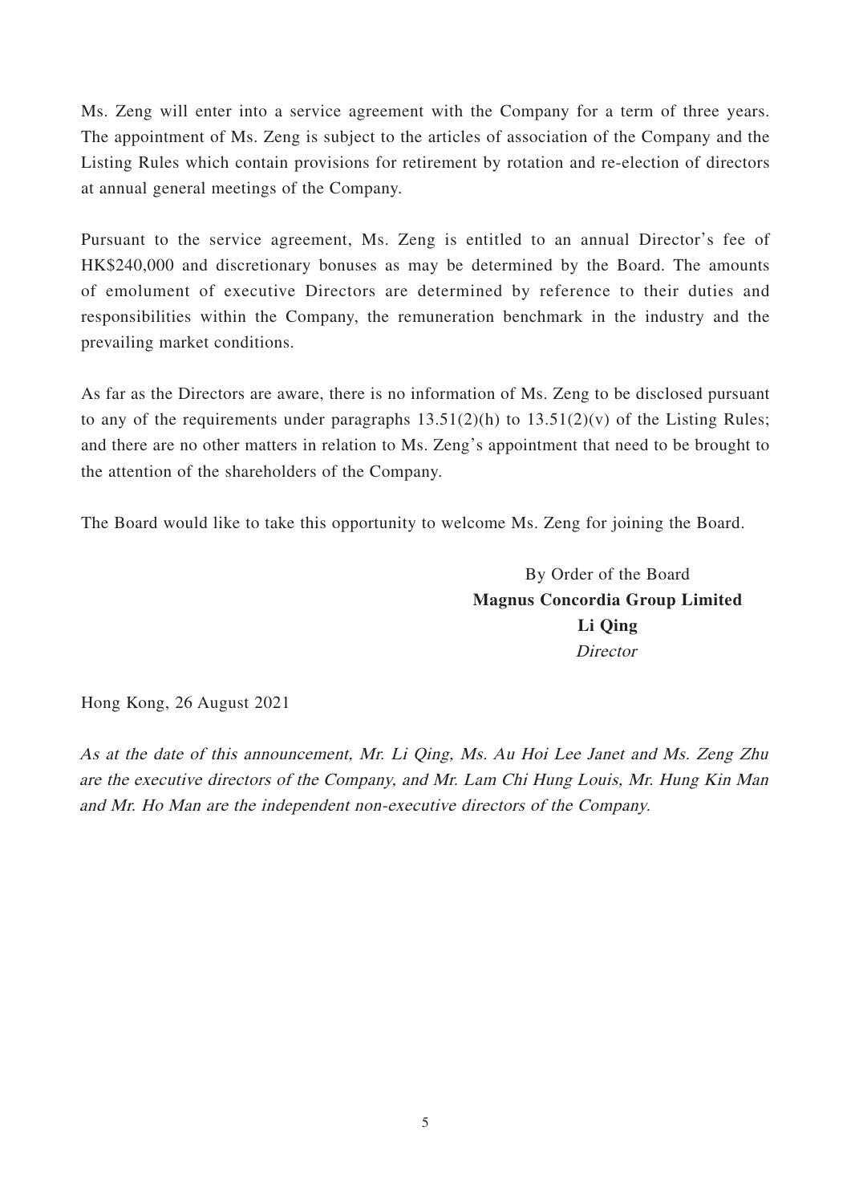Ms. Zeng will enter into a service agreement with the Company for a term of three years. The appointment of Ms. Zeng is subject to the articles of association of the Company and the Listing Rules which contain provisions for retirement by rotation and re-election of directors at annual general meetings of the Company.

Pursuant to the service agreement, Ms. Zeng is entitled to an annual Director's fee of HK$240,000 and discretionary bonuses as may be determined by the Board. The amounts of emolument of executive Directors are determined by reference to their duties and responsibilities within the Company, the remuneration benchmark in the industry and the prevailing market conditions.

As far as the Directors are aware, there is no information of Ms. Zeng to be disclosed pursuant to any of the requirements under paragraphs 13.51(2)(h) to 13.51(2)(v) of the Listing Rules; and there are no other matters in relation to Ms. Zeng's appointment that need to be brought to the attention of the shareholders of the Company.

The Board would like to take this opportunity to welcome Ms. Zeng for joining the Board.

By Order of the Board
**Magnus Concordia Group Limited**
**Li Qing**
*Director*

Hong Kong, 26 August 2021

*As at the date of this announcement, Mr. Li Qing, Ms. Au Hoi Lee Janet and Ms. Zeng Zhu are the executive directors of the Company, and Mr. Lam Chi Hung Louis, Mr. Hung Kin Man and Mr. Ho Man are the independent non-executive directors of the Company.*